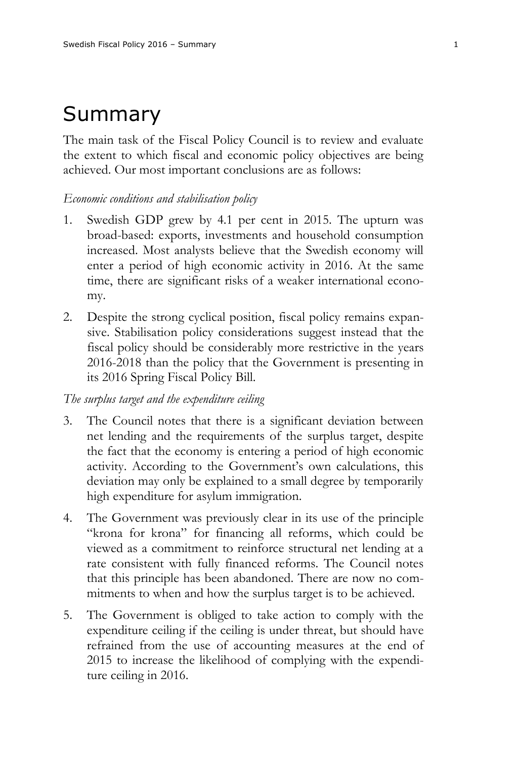# Summary

The main task of the Fiscal Policy Council is to review and evaluate the extent to which fiscal and economic policy objectives are being achieved. Our most important conclusions are as follows:

*Economic conditions and stabilisation policy*

1. Swedish GDP grew by 4.1 per cent in 2015. The upturn was broad-based: exports, investments and household consumption increased. Most analysts believe that the Swedish economy will enter a period of high economic activity in 2016. At the same time, there are significant risks of a weaker international economy.

2. Despite the strong cyclical position, fiscal policy remains expansive. Stabilisation policy considerations suggest instead that the fiscal policy should be considerably more restrictive in the years 2016-2018 than the policy that the Government is presenting in its 2016 Spring Fiscal Policy Bill.

*The surplus target and the expenditure ceiling*

3. The Council notes that there is a significant deviation between net lending and the requirements of the surplus target, despite the fact that the economy is entering a period of high economic activity. According to the Government's own calculations, this deviation may only be explained to a small degree by temporarily high expenditure for asylum immigration.

4. The Government was previously clear in its use of the principle "krona for krona" for financing all reforms, which could be viewed as a commitment to reinforce structural net lending at a rate consistent with fully financed reforms. The Council notes that this principle has been abandoned. There are now no commitments to when and how the surplus target is to be achieved.

5. The Government is obliged to take action to comply with the expenditure ceiling if the ceiling is under threat, but should have refrained from the use of accounting measures at the end of 2015 to increase the likelihood of complying with the expenditure ceiling in 2016.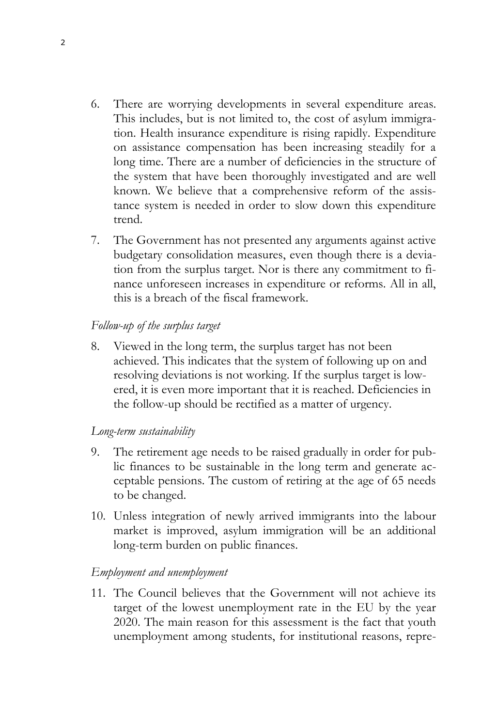6. There are worrying developments in several expenditure areas. This includes, but is not limited to, the cost of asylum immigration. Health insurance expenditure is rising rapidly. Expenditure on assistance compensation has been increasing steadily for a long time. There are a number of deficiencies in the structure of the system that have been thoroughly investigated and are well known. We believe that a comprehensive reform of the assistance system is needed in order to slow down this expenditure trend.

7. The Government has not presented any arguments against active budgetary consolidation measures, even though there is a deviation from the surplus target. Nor is there any commitment to finance unforeseen increases in expenditure or reforms. All in all, this is a breach of the fiscal framework.

*Follow-up of the surplus target*

8. Viewed in the long term, the surplus target has not been achieved. This indicates that the system of following up on and resolving deviations is not working. If the surplus target is lowered, it is even more important that it is reached. Deficiencies in the follow-up should be rectified as a matter of urgency.

*Long-term sustainability*

9. The retirement age needs to be raised gradually in order for public finances to be sustainable in the long term and generate acceptable pensions. The custom of retiring at the age of 65 needs to be changed.

10. Unless integration of newly arrived immigrants into the labour market is improved, asylum immigration will be an additional long-term burden on public finances.

*Employment and unemployment*

11. The Council believes that the Government will not achieve its target of the lowest unemployment rate in the EU by the year 2020. The main reason for this assessment is the fact that youth unemployment among students, for institutional reasons, repre-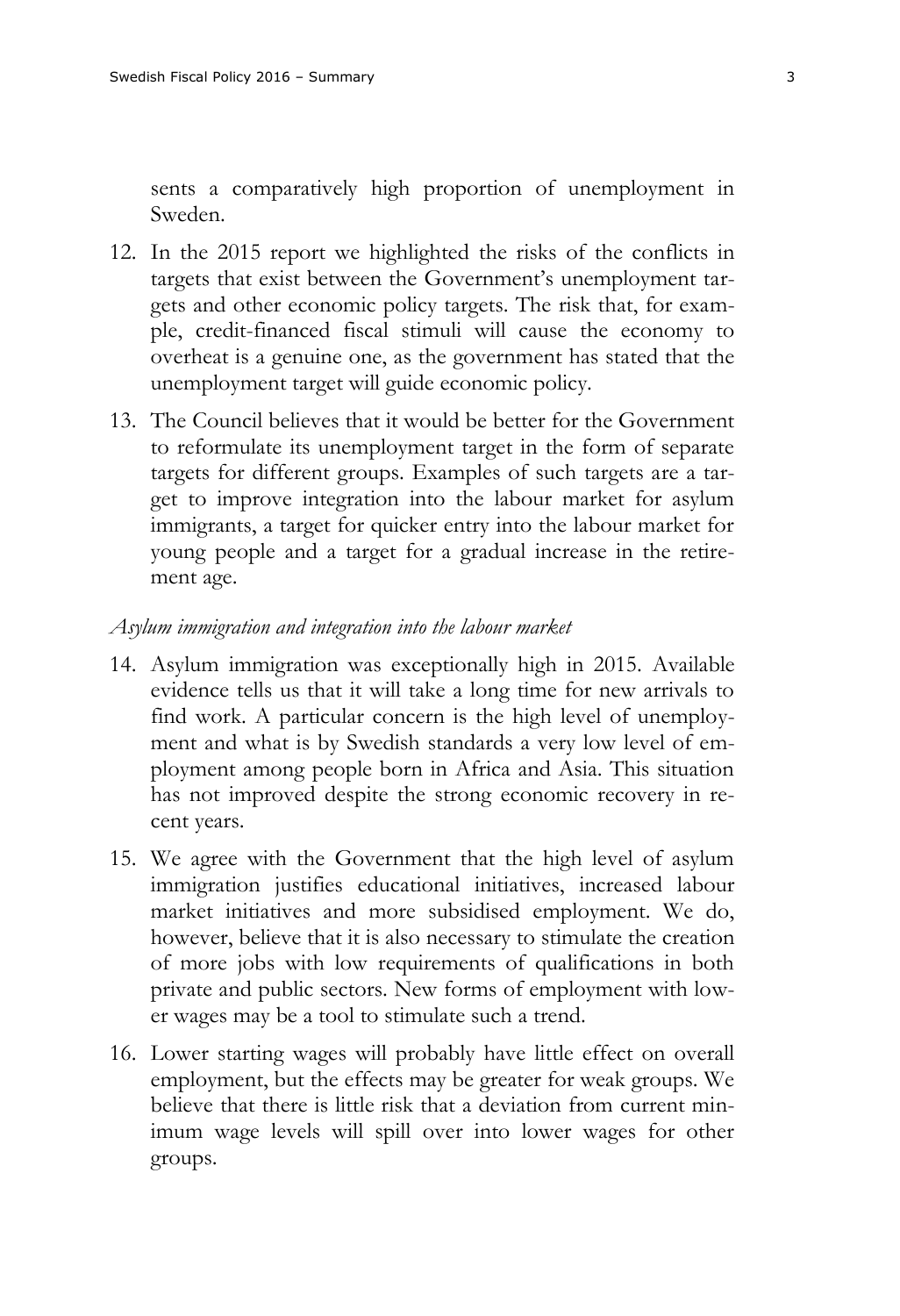sents a comparatively high proportion of unemployment in Sweden.

12. In the 2015 report we highlighted the risks of the conflicts in targets that exist between the Government's unemployment targets and other economic policy targets. The risk that, for example, credit-financed fiscal stimuli will cause the economy to overheat is a genuine one, as the government has stated that the unemployment target will guide economic policy.
13. The Council believes that it would be better for the Government to reformulate its unemployment target in the form of separate targets for different groups. Examples of such targets are a target to improve integration into the labour market for asylum immigrants, a target for quicker entry into the labour market for young people and a target for a gradual increase in the retirement age.

*Asylum immigration and integration into the labour market*

14. Asylum immigration was exceptionally high in 2015. Available evidence tells us that it will take a long time for new arrivals to find work. A particular concern is the high level of unemployment and what is by Swedish standards a very low level of employment among people born in Africa and Asia. This situation has not improved despite the strong economic recovery in recent years.
15. We agree with the Government that the high level of asylum immigration justifies educational initiatives, increased labour market initiatives and more subsidised employment. We do, however, believe that it is also necessary to stimulate the creation of more jobs with low requirements of qualifications in both private and public sectors. New forms of employment with lower wages may be a tool to stimulate such a trend.
16. Lower starting wages will probably have little effect on overall employment, but the effects may be greater for weak groups. We believe that there is little risk that a deviation from current minimum wage levels will spill over into lower wages for other groups.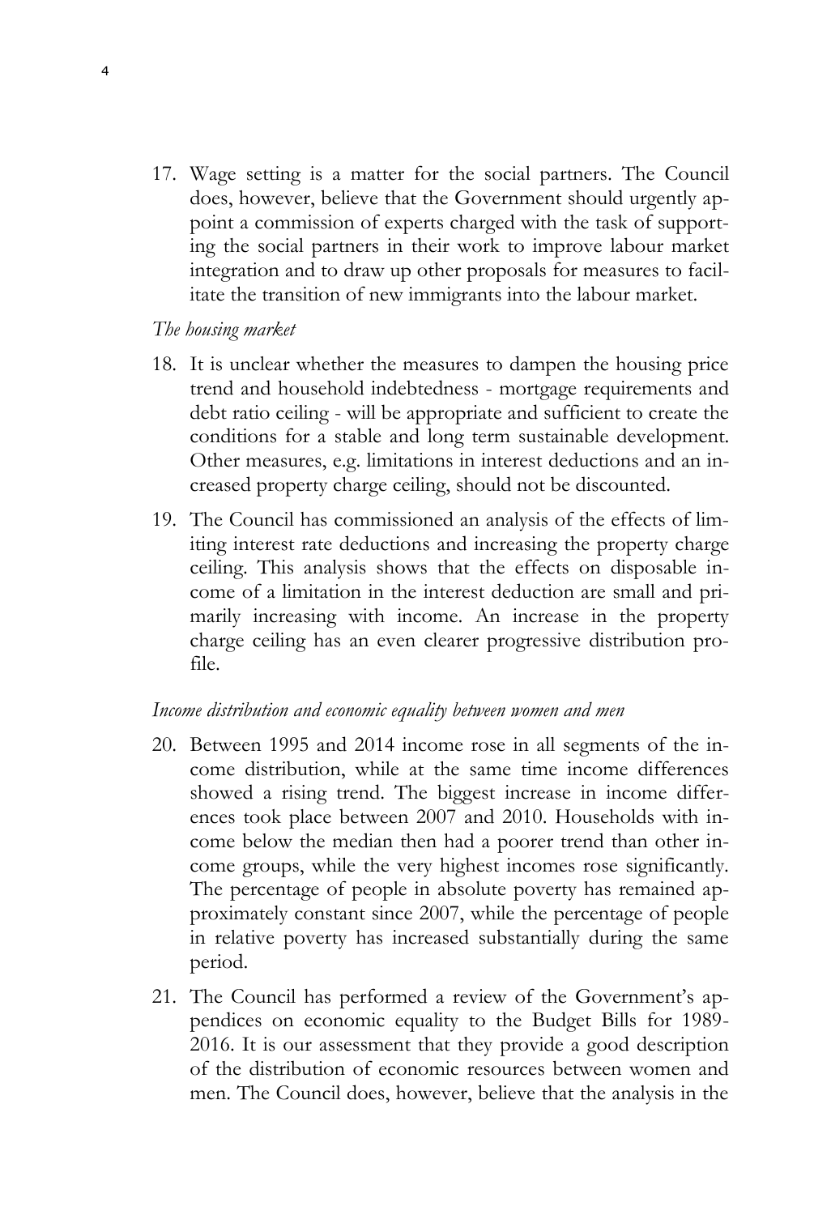17. Wage setting is a matter for the social partners. The Council does, however, believe that the Government should urgently appoint a commission of experts charged with the task of supporting the social partners in their work to improve labour market integration and to draw up other proposals for measures to facilitate the transition of new immigrants into the labour market.

*The housing market*

18. It is unclear whether the measures to dampen the housing price trend and household indebtedness - mortgage requirements and debt ratio ceiling - will be appropriate and sufficient to create the conditions for a stable and long term sustainable development. Other measures, e.g. limitations in interest deductions and an increased property charge ceiling, should not be discounted.
19. The Council has commissioned an analysis of the effects of limiting interest rate deductions and increasing the property charge ceiling. This analysis shows that the effects on disposable income of a limitation in the interest deduction are small and primarily increasing with income. An increase in the property charge ceiling has an even clearer progressive distribution profile.

*Income distribution and economic equality between women and men*

20. Between 1995 and 2014 income rose in all segments of the income distribution, while at the same time income differences showed a rising trend. The biggest increase in income differences took place between 2007 and 2010. Households with income below the median then had a poorer trend than other income groups, while the very highest incomes rose significantly. The percentage of people in absolute poverty has remained approximately constant since 2007, while the percentage of people in relative poverty has increased substantially during the same period.
21. The Council has performed a review of the Government's appendices on economic equality to the Budget Bills for 1989-2016. It is our assessment that they provide a good description of the distribution of economic resources between women and men. The Council does, however, believe that the analysis in the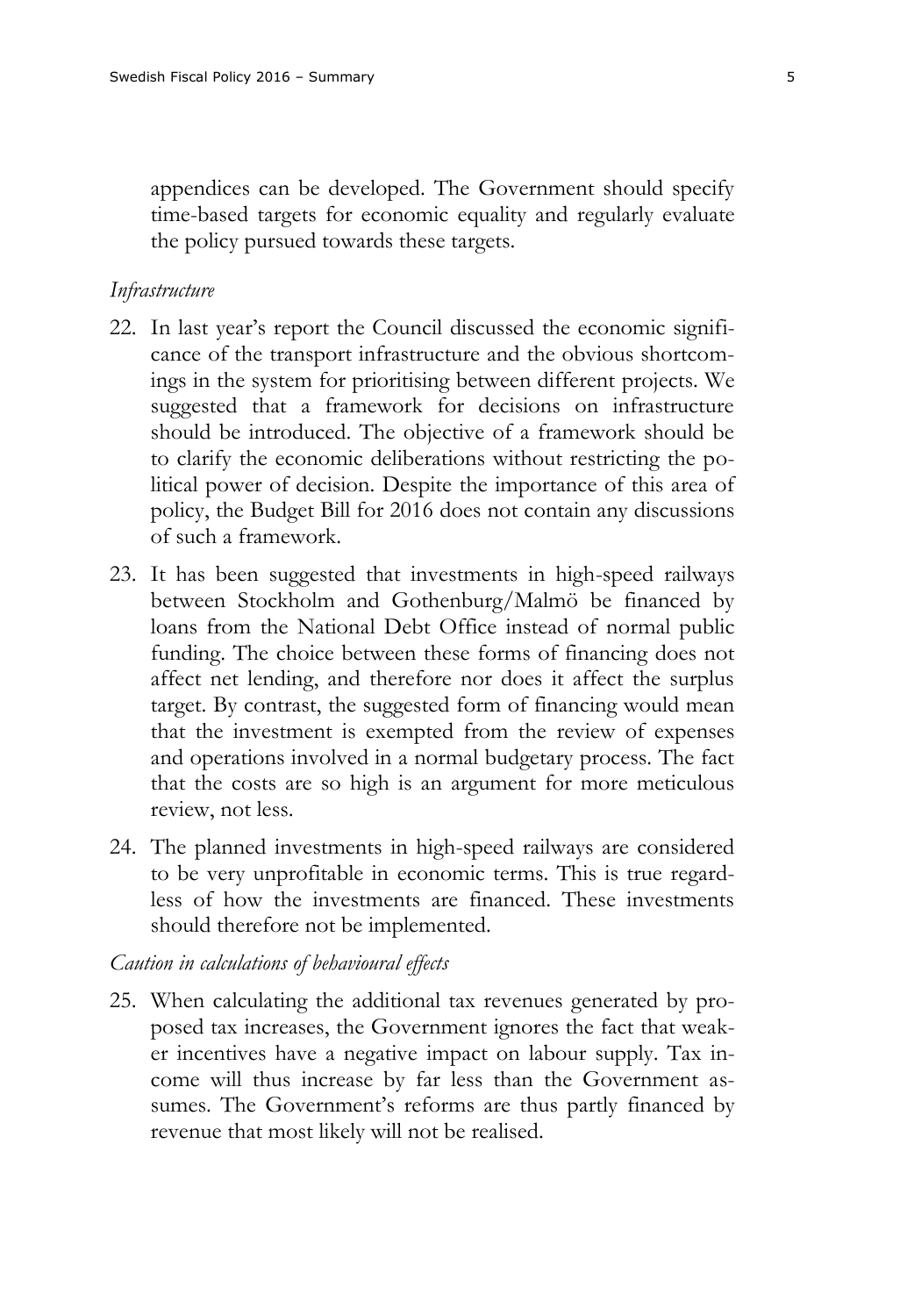appendices can be developed. The Government should specify time-based targets for economic equality and regularly evaluate the policy pursued towards these targets.

*Infrastructure*

22. In last year's report the Council discussed the economic significance of the transport infrastructure and the obvious shortcomings in the system for prioritising between different projects. We suggested that a framework for decisions on infrastructure should be introduced. The objective of a framework should be to clarify the economic deliberations without restricting the political power of decision. Despite the importance of this area of policy, the Budget Bill for 2016 does not contain any discussions of such a framework.

23. It has been suggested that investments in high-speed railways between Stockholm and Gothenburg/Malmö be financed by loans from the National Debt Office instead of normal public funding. The choice between these forms of financing does not affect net lending, and therefore nor does it affect the surplus target. By contrast, the suggested form of financing would mean that the investment is exempted from the review of expenses and operations involved in a normal budgetary process. The fact that the costs are so high is an argument for more meticulous review, not less.

24. The planned investments in high-speed railways are considered to be very unprofitable in economic terms. This is true regardless of how the investments are financed. These investments should therefore not be implemented.

*Caution in calculations of behavioural effects*

25. When calculating the additional tax revenues generated by proposed tax increases, the Government ignores the fact that weaker incentives have a negative impact on labour supply. Tax income will thus increase by far less than the Government assumes. The Government's reforms are thus partly financed by revenue that most likely will not be realised.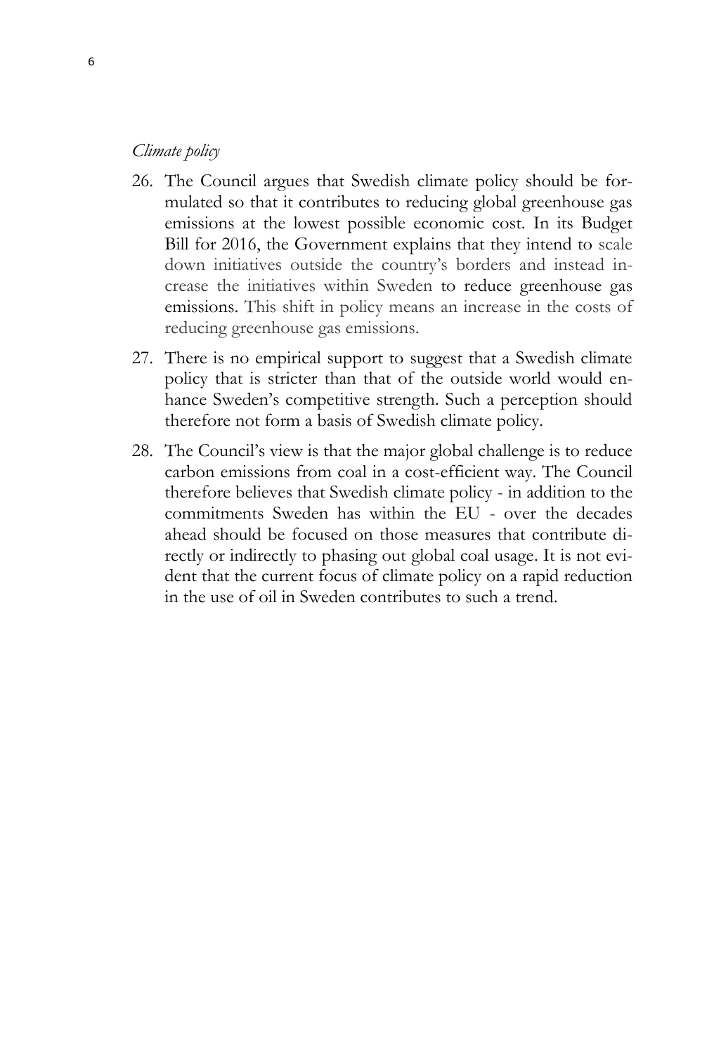*Climate policy*

26. The Council argues that Swedish climate policy should be formulated so that it contributes to reducing global greenhouse gas emissions at the lowest possible economic cost. In its Budget Bill for 2016, the Government explains that they intend to scale down initiatives outside the country's borders and instead increase the initiatives within Sweden to reduce greenhouse gas emissions. This shift in policy means an increase in the costs of reducing greenhouse gas emissions.
27. There is no empirical support to suggest that a Swedish climate policy that is stricter than that of the outside world would enhance Sweden's competitive strength. Such a perception should therefore not form a basis of Swedish climate policy.
28. The Council's view is that the major global challenge is to reduce carbon emissions from coal in a cost-efficient way. The Council therefore believes that Swedish climate policy - in addition to the commitments Sweden has within the EU - over the decades ahead should be focused on those measures that contribute directly or indirectly to phasing out global coal usage. It is not evident that the current focus of climate policy on a rapid reduction in the use of oil in Sweden contributes to such a trend.